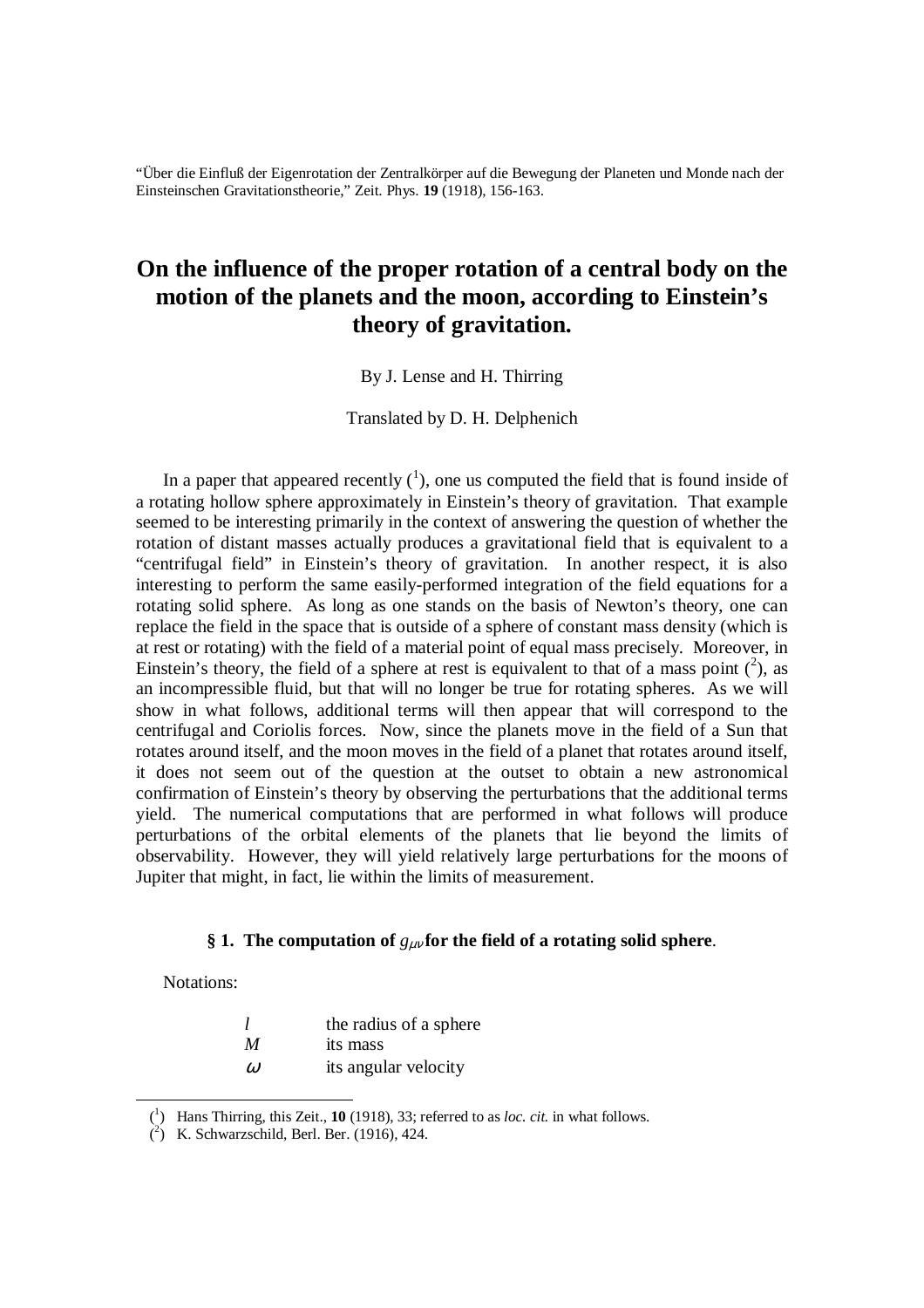"Über die Einfluß der Eigenrotation der Zentralkörper auf die Bewegung der Planeten und Monde nach der Einsteinschen Gravitationstheorie," Zeit. Phys. **19** (1918), 156-163.

# On the influence of the proper rotation of a central body on the motion of the planets and the moon, according to Einstein's theory of gravitation.

By J. Lense and H. Thirring

Translated by D. H. Delphenich

In a paper that appeared recently ([1]), one us computed the field that is found inside of a rotating hollow sphere approximately in Einstein's theory of gravitation. That example seemed to be interesting primarily in the context of answering the question of whether the rotation of distant masses actually produces a gravitational field that is equivalent to a "centrifugal field" in Einstein's theory of gravitation. In another respect, it is also interesting to perform the same easily-performed integration of the field equations for a rotating solid sphere. As long as one stands on the basis of Newton's theory, one can replace the field in the space that is outside of a sphere of constant mass density (which is at rest or rotating) with the field of a material point of equal mass precisely. Moreover, in Einstein's theory, the field of a sphere at rest is equivalent to that of a mass point ([2]), as an incompressible fluid, but that will no longer be true for rotating spheres. As we will show in what follows, additional terms will then appear that will correspond to the centrifugal and Coriolis forces. Now, since the planets move in the field of a Sun that rotates around itself, and the moon moves in the field of a planet that rotates around itself, it does not seem out of the question at the outset to obtain a new astronomical confirmation of Einstein's theory by observing the perturbations that the additional terms yield. The numerical computations that are performed in what follows will produce perturbations of the orbital elements of the planets that lie beyond the limits of observability. However, they will yield relatively large perturbations for the moons of Jupiter that might, in fact, lie within the limits of measurement.

### § 1. The computation of $g_{\mu\nu}$ for the field of a rotating solid sphere.

Notations:

| | |
|---|---|
| $l$ | the radius of a sphere |
| $M$ | its mass |
| $\omega$ | its angular velocity |

---

([1]) Hans Thirring, this Zeit., **10** (1918), 33; referred to as *loc. cit.* in what follows.

([2]) K. Schwarzschild, Berl. Ber. (1916), 424.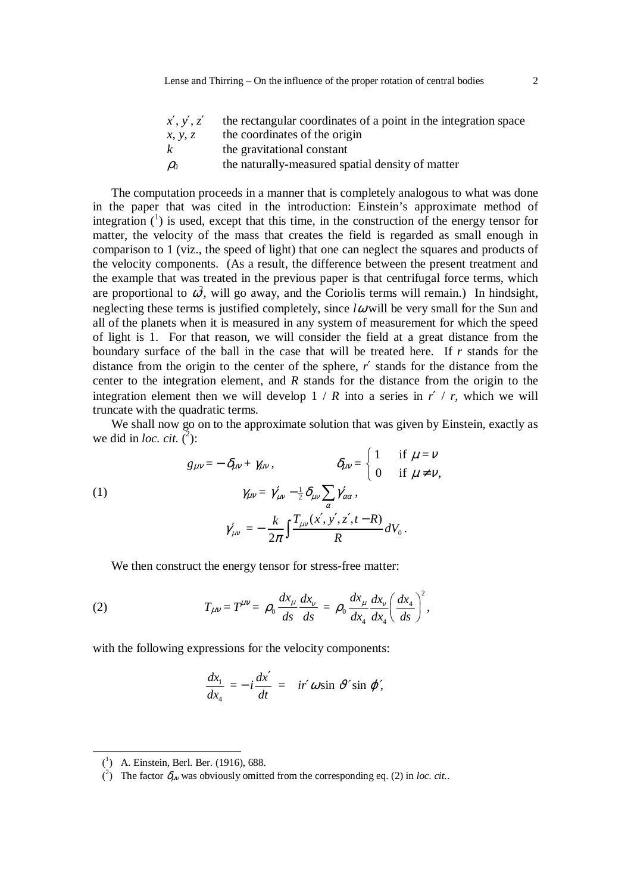| | |
|---|---|
| $x', y', z'$ | the rectangular coordinates of a point in the integration space |
| $x, y, z$ | the coordinates of the origin |
| $k$ | the gravitational constant |
| $\rho_0$ | the naturally-measured spatial density of matter |

The computation proceeds in a manner that is completely analogous to what was done in the paper that was cited in the introduction: Einstein's approximate method of integration ([1]) is used, except that this time, in the construction of the energy tensor for matter, the velocity of the mass that creates the field is regarded as small enough in comparison to 1 (viz., the speed of light) that one can neglect the squares and products of the velocity components. (As a result, the difference between the present treatment and the example that was treated in the previous paper is that centrifugal force terms, which are proportional to $\omega^2$, will go away, and the Coriolis terms will remain.) In hindsight, neglecting these terms is justified completely, since $l\omega$ will be very small for the Sun and all of the planets when it is measured in any system of measurement for which the speed of light is 1. For that reason, we will consider the field at a great distance from the boundary surface of the ball in the case that will be treated here. If $r$ stands for the distance from the origin to the center of the sphere, $r'$ stands for the distance from the center to the integration element, and $R$ stands for the distance from the origin to the integration element then we will develop $1 / R$ into a series in $r' / r$, which we will truncate with the quadratic terms.

We shall now go on to the approximate solution that was given by Einstein, exactly as we did in *loc. cit.* ([2]):

$$
g_{\mu\nu} = -\delta_{\mu\nu} + \gamma_{\mu\nu}, \qquad \delta_{\mu\nu} = \begin{cases} 1 & \text{if } \mu = \nu \\ 0 & \text{if } \mu \neq \nu, \end{cases}
$$

$$
(1) \qquad \gamma_{\mu\nu} = \gamma'_{\mu\nu} - \tfrac{1}{2}\delta_{\mu\nu}\sum_{\alpha}\gamma'_{\alpha\alpha},
$$

$$
\gamma'_{\mu\nu} = -\frac{k}{2\pi}\int \frac{T_{\mu\nu}(x', y', z', t - R)}{R}\, dV_0 .
$$

We then construct the energy tensor for stress-free matter:

$$
(2) \qquad T_{\mu\nu} = T^{\mu\nu} = \rho_0 \frac{dx_\mu}{ds}\frac{dx_\nu}{ds} = \rho_0 \frac{dx_\mu}{dx_4}\frac{dx_\nu}{dx_4}\left(\frac{dx_4}{ds}\right)^2,
$$

with the following expressions for the velocity components:

$$
\frac{dx_1}{dx_4} = -i\frac{dx'}{dt} = ir'\omega \sin\vartheta' \sin\varphi',
$$

---

([1]) A. Einstein, Berl. Ber. (1916), 688.

([2]) The factor $\delta_{\mu\nu}$ was obviously omitted from the corresponding eq. (2) in *loc. cit.*.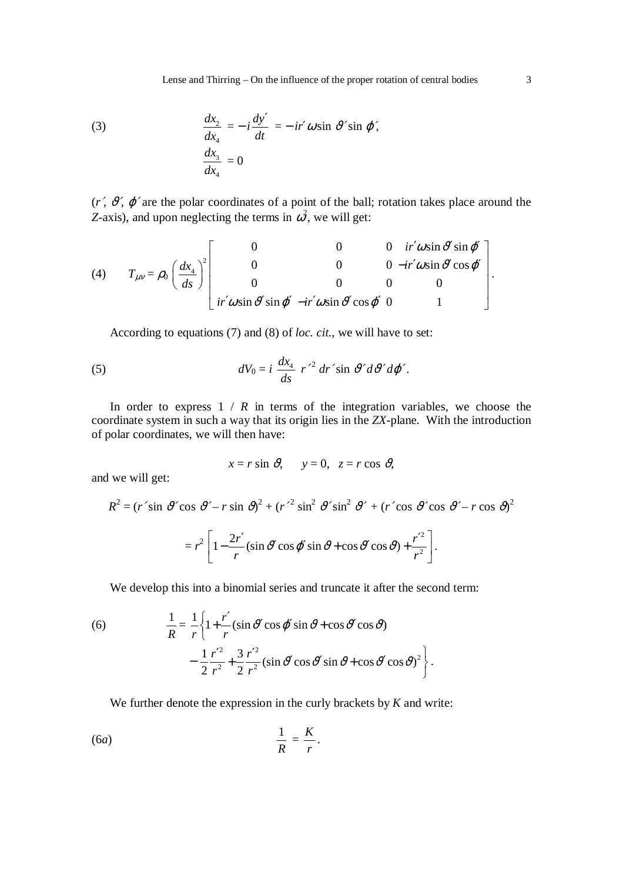$$(3) \qquad \frac{dx_2}{dx_4} = -i\frac{dy'}{dt} = -ir'\omega \sin\vartheta' \sin\varphi',$$
$$\frac{dx_3}{dx_4} = 0$$

($r'$, $\vartheta'$, $\varphi'$ are the polar coordinates of a point of the ball; rotation takes place around the $Z$-axis), and upon neglecting the terms in $\omega^2$, we will get:

$$(4) \qquad T_{\mu\nu} = \rho_0 \left(\frac{dx_4}{ds}\right)^2 \begin{bmatrix} 0 & 0 & 0 & ir'\omega\sin\vartheta'\sin\varphi' \\ 0 & 0 & 0 & -ir'\omega\sin\vartheta'\cos\varphi' \\ 0 & 0 & 0 & 0 \\ ir'\omega\sin\vartheta'\sin\varphi' & -ir'\omega\sin\vartheta'\cos\varphi' & 0 & 1 \end{bmatrix}.$$

According to equations (7) and (8) of *loc. cit.*, we will have to set:

$$(5) \qquad dV_0 = i\,\frac{dx_4}{ds}\;r'^2\,dr'\sin\vartheta'\,d\vartheta'\,d\varphi'.$$

In order to express $1 / R$ in terms of the integration variables, we choose the coordinate system in such a way that its origin lies in the $ZX$-plane. With the introduction of polar coordinates, we will then have:

$$x = r\sin\vartheta, \qquad y = 0, \quad z = r\cos\vartheta,$$

and we will get:

$$R^2 = (r'\sin\vartheta'\cos\vartheta' - r\sin\vartheta)^2 + (r'^2\sin^2\vartheta'\sin^2\vartheta' + (r'\cos\vartheta'\cos\vartheta' - r\cos\vartheta)^2$$

$$= r^2\left[1 - \frac{2r'}{r}(\sin\vartheta'\cos\varphi'\sin\vartheta + \cos\vartheta'\cos\vartheta) + \frac{r'^2}{r^2}\right].$$

We develop this into a binomial series and truncate it after the second term:

$$(6) \qquad \frac{1}{R} = \frac{1}{r}\left\{1 + \frac{r'}{r}(\sin\vartheta'\cos\varphi'\sin\vartheta + \cos\vartheta'\cos\vartheta) - \frac{1}{2}\frac{r'^2}{r^2} + \frac{3}{2}\frac{r'^2}{r^2}(\sin\vartheta'\cos\vartheta'\sin\vartheta + \cos\vartheta'\cos\vartheta)^2\right\}.$$

We further denote the expression in the curly brackets by $K$ and write:

$$(6a) \qquad \frac{1}{R} = \frac{K}{r}.$$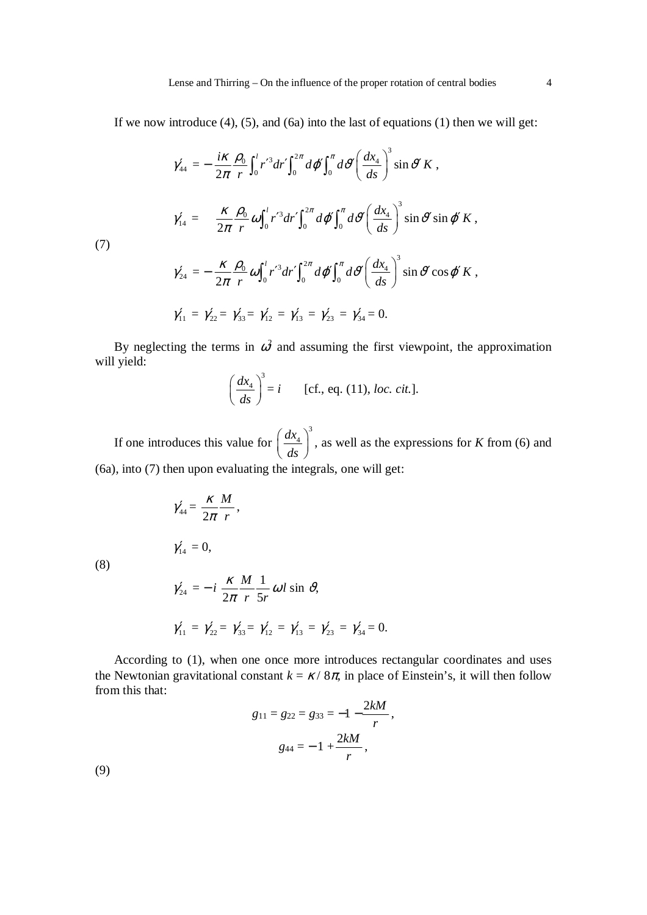If we now introduce (4), (5), and (6a) into the last of equations (1) then we will get:

$$
(7) \quad
\begin{aligned}
\gamma_{44}' &= -\frac{i\kappa}{2\pi}\frac{\rho_0}{r}\int_0^l r'^3 dr' \int_0^{2\pi} d\varphi' \int_0^{\pi} d\vartheta' \left(\frac{dx_4}{ds}\right)^3 \sin\vartheta' \, K\,, \\
\gamma_{14}' &= \quad \frac{\kappa}{2\pi}\frac{\rho_0}{r}\,\omega\int_0^l r'^3 dr' \int_0^{2\pi} d\varphi' \int_0^{\pi} d\vartheta' \left(\frac{dx_4}{ds}\right)^3 \sin\vartheta' \sin\varphi' \, K\,, \\
\gamma_{24}' &= -\frac{\kappa}{2\pi}\frac{\rho_0}{r}\,\omega\int_0^l r'^3 dr' \int_0^{2\pi} d\varphi' \int_0^{\pi} d\vartheta' \left(\frac{dx_4}{ds}\right)^3 \sin\vartheta' \cos\varphi' \, K\,, \\
\gamma_{11}' &= \gamma_{22}' = \gamma_{33}' = \gamma_{12}' = \gamma_{13}' = \gamma_{23}' = \gamma_{34}' = 0.
\end{aligned}
$$

By neglecting the terms in $\omega^2$ and assuming the first viewpoint, the approximation will yield:

$$
\left(\frac{dx_4}{ds}\right)^3 = i \qquad \text{[cf., eq. (11), } \textit{loc. cit.}\text{].}
$$

If one introduces this value for $\left(\frac{dx_4}{ds}\right)^3$, as well as the expressions for $K$ from (6) and (6a), into (7) then upon evaluating the integrals, one will get:

$$
(8) \quad
\begin{aligned}
\gamma_{44}' &= \frac{\kappa}{2\pi}\frac{M}{r}\,, \\
\gamma_{14}' &= 0, \\
\gamma_{24}' &= -i\,\frac{\kappa}{2\pi}\frac{M}{r}\frac{1}{5r}\,\omega l \sin\vartheta, \\
\gamma_{11}' &= \gamma_{22}' = \gamma_{33}' = \gamma_{12}' = \gamma_{13}' = \gamma_{23}' = \gamma_{34}' = 0.
\end{aligned}
$$

According to (1), when one once more introduces rectangular coordinates and uses the Newtonian gravitational constant $k = \kappa / 8\pi$, in place of Einstein's, it will then follow from this that:

$$
(9) \quad
\begin{aligned}
g_{11} = g_{22} = g_{33} &= -1 - \frac{2kM}{r}\,, \\
g_{44} &= -1 + \frac{2kM}{r}\,,
\end{aligned}
$$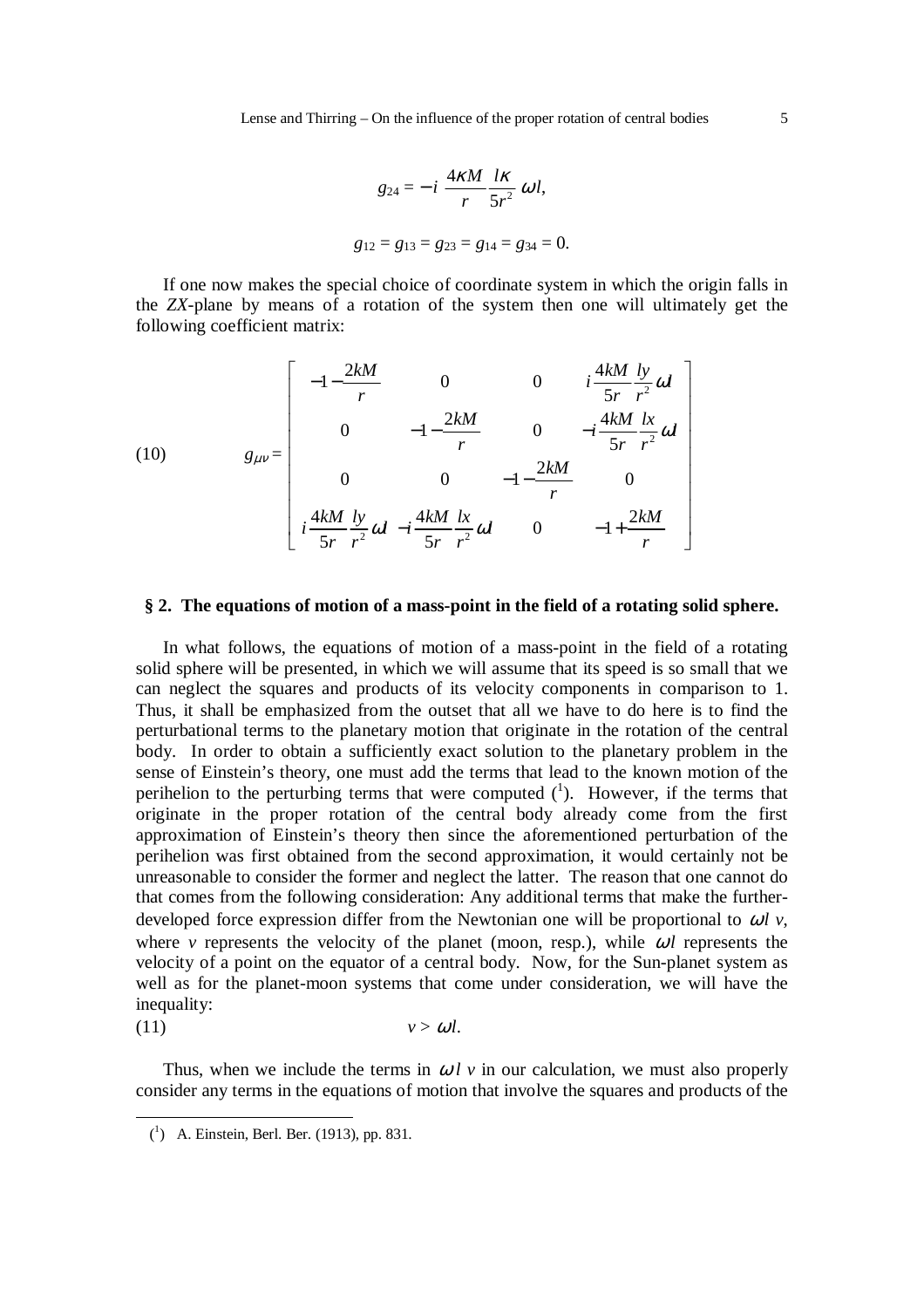$$g_{24} = -i\,\frac{4\kappa M}{r}\,\frac{l\kappa}{5r^2}\,\omega l,$$

$$g_{12} = g_{13} = g_{23} = g_{14} = g_{34} = 0.$$

If one now makes the special choice of coordinate system in which the origin falls in the *ZX*-plane by means of a rotation of the system then one will ultimately get the following coefficient matrix:

$$g_{\mu\nu} = \begin{bmatrix} -1-\dfrac{2kM}{r} & 0 & 0 & i\dfrac{4kM}{5r}\dfrac{ly}{r^2}\omega l \\ 0 & -1-\dfrac{2kM}{r} & 0 & -i\dfrac{4kM}{5r}\dfrac{lx}{r^2}\omega l \\ 0 & 0 & -1-\dfrac{2kM}{r} & 0 \\ i\dfrac{4kM}{5r}\dfrac{ly}{r^2}\omega l & -i\dfrac{4kM}{5r}\dfrac{lx}{r^2}\omega l & 0 & -1+\dfrac{2kM}{r} \end{bmatrix} \tag{10}$$

## § 2. The equations of motion of a mass-point in the field of a rotating solid sphere.

In what follows, the equations of motion of a mass-point in the field of a rotating solid sphere will be presented, in which we will assume that its speed is so small that we can neglect the squares and products of its velocity components in comparison to 1. Thus, it shall be emphasized from the outset that all we have to do here is to find the perturbational terms to the planetary motion that originate in the rotation of the central body. In order to obtain a sufficiently exact solution to the planetary problem in the sense of Einstein's theory, one must add the terms that lead to the known motion of the perihelion to the perturbing terms that were computed [1]. However, if the terms that originate in the proper rotation of the central body already come from the first approximation of Einstein's theory then since the aforementioned perturbation of the perihelion was first obtained from the second approximation, it would certainly not be unreasonable to consider the former and neglect the latter. The reason that one cannot do that comes from the following consideration: Any additional terms that make the further-developed force expression differ from the Newtonian one will be proportional to $\omega l\, v$, where $v$ represents the velocity of the planet (moon, resp.), while $\omega l$ represents the velocity of a point on the equator of a central body. Now, for the Sun-planet system as well as for the planet-moon systems that come under consideration, we will have the inequality:

$$v > \omega l. \tag{11}$$

Thus, when we include the terms in $\omega l\, v$ in our calculation, we must also properly consider any terms in the equations of motion that involve the squares and products of the

[1] A. Einstein, Berl. Ber. (1913), pp. 831.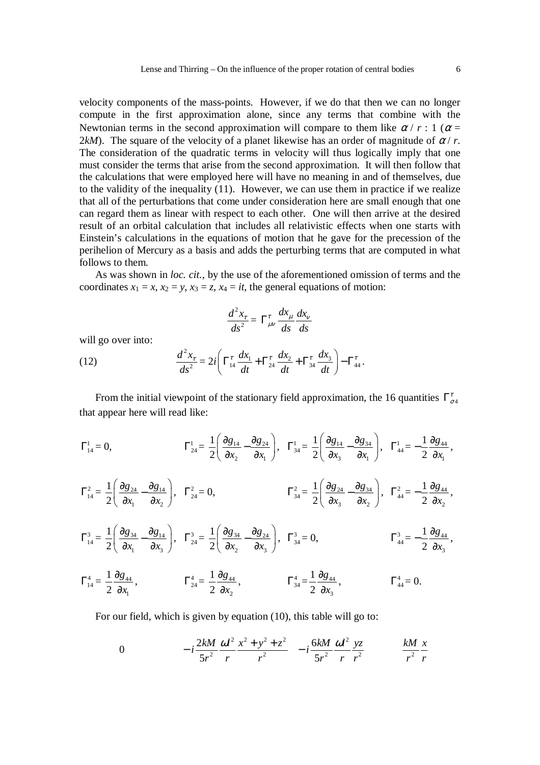velocity components of the mass-points. However, if we do that then we can no longer compute in the first approximation alone, since any terms that combine with the Newtonian terms in the second approximation will compare to them like $\alpha / r : 1$ ($\alpha = 2kM$). The square of the velocity of a planet likewise has an order of magnitude of $\alpha / r$. The consideration of the quadratic terms in velocity will thus logically imply that one must consider the terms that arise from the second approximation. It will then follow that the calculations that were employed here will have no meaning in and of themselves, due to the validity of the inequality (11). However, we can use them in practice if we realize that all of the perturbations that come under consideration here are small enough that one can regard them as linear with respect to each other. One will then arrive at the desired result of an orbital calculation that includes all relativistic effects when one starts with Einstein's calculations in the equations of motion that he gave for the precession of the perihelion of Mercury as a basis and adds the perturbing terms that are computed in what follows to them.

As was shown in *loc. cit.*, by the use of the aforementioned omission of terms and the coordinates $x_1 = x$, $x_2 = y$, $x_3 = z$, $x_4 = it$, the general equations of motion:

$$\frac{d^2 x_\tau}{ds^2} = \Gamma^{\tau}_{\mu\nu} \frac{dx_\mu}{ds} \frac{dx_\nu}{ds}$$

will go over into:

$$\frac{d^2 x_\tau}{ds^2} = 2i\left(\Gamma^{\tau}_{14}\frac{dx_1}{dt} + \Gamma^{\tau}_{24}\frac{dx_2}{dt} + \Gamma^{\tau}_{34}\frac{dx_3}{dt}\right) - \Gamma^{\tau}_{44}. \tag{12}$$

From the initial viewpoint of the stationary field approximation, the 16 quantities $\Gamma^{\tau}_{\sigma 4}$ that appear here will read like:

$$\Gamma^1_{14} = 0, \quad \Gamma^1_{24} = \frac{1}{2}\left(\frac{\partial g_{14}}{\partial x_2} - \frac{\partial g_{24}}{\partial x_1}\right), \quad \Gamma^1_{34} = \frac{1}{2}\left(\frac{\partial g_{14}}{\partial x_3} - \frac{\partial g_{34}}{\partial x_1}\right), \quad \Gamma^1_{44} = -\frac{1}{2}\frac{\partial g_{44}}{\partial x_1},$$

$$\Gamma^2_{14} = \frac{1}{2}\left(\frac{\partial g_{24}}{\partial x_1} - \frac{\partial g_{14}}{\partial x_2}\right), \quad \Gamma^2_{24} = 0, \quad \Gamma^2_{34} = \frac{1}{2}\left(\frac{\partial g_{24}}{\partial x_3} - \frac{\partial g_{34}}{\partial x_2}\right), \quad \Gamma^2_{44} = -\frac{1}{2}\frac{\partial g_{44}}{\partial x_2},$$

$$\Gamma^3_{14} = \frac{1}{2}\left(\frac{\partial g_{34}}{\partial x_1} - \frac{\partial g_{14}}{\partial x_3}\right), \quad \Gamma^3_{24} = \frac{1}{2}\left(\frac{\partial g_{34}}{\partial x_2} - \frac{\partial g_{24}}{\partial x_3}\right), \quad \Gamma^3_{34} = 0, \quad \Gamma^3_{44} = -\frac{1}{2}\frac{\partial g_{44}}{\partial x_3},$$

$$\Gamma^4_{14} = \frac{1}{2}\frac{\partial g_{44}}{\partial x_1}, \quad \Gamma^4_{24} = \frac{1}{2}\frac{\partial g_{44}}{\partial x_2}, \quad \Gamma^4_{34} = \frac{1}{2}\frac{\partial g_{44}}{\partial x_3}, \quad \Gamma^4_{44} = 0.$$

For our field, which is given by equation (10), this table will go to:

$$0 \qquad -i\frac{2kM}{5r^2}\frac{\omega l^2}{r}\frac{x^2+y^2+z^2}{r^2} \qquad -i\frac{6kM}{5r^2}\frac{\omega l^2}{r}\frac{yz}{r^2} \qquad \frac{kM}{r^2}\frac{x}{r}$$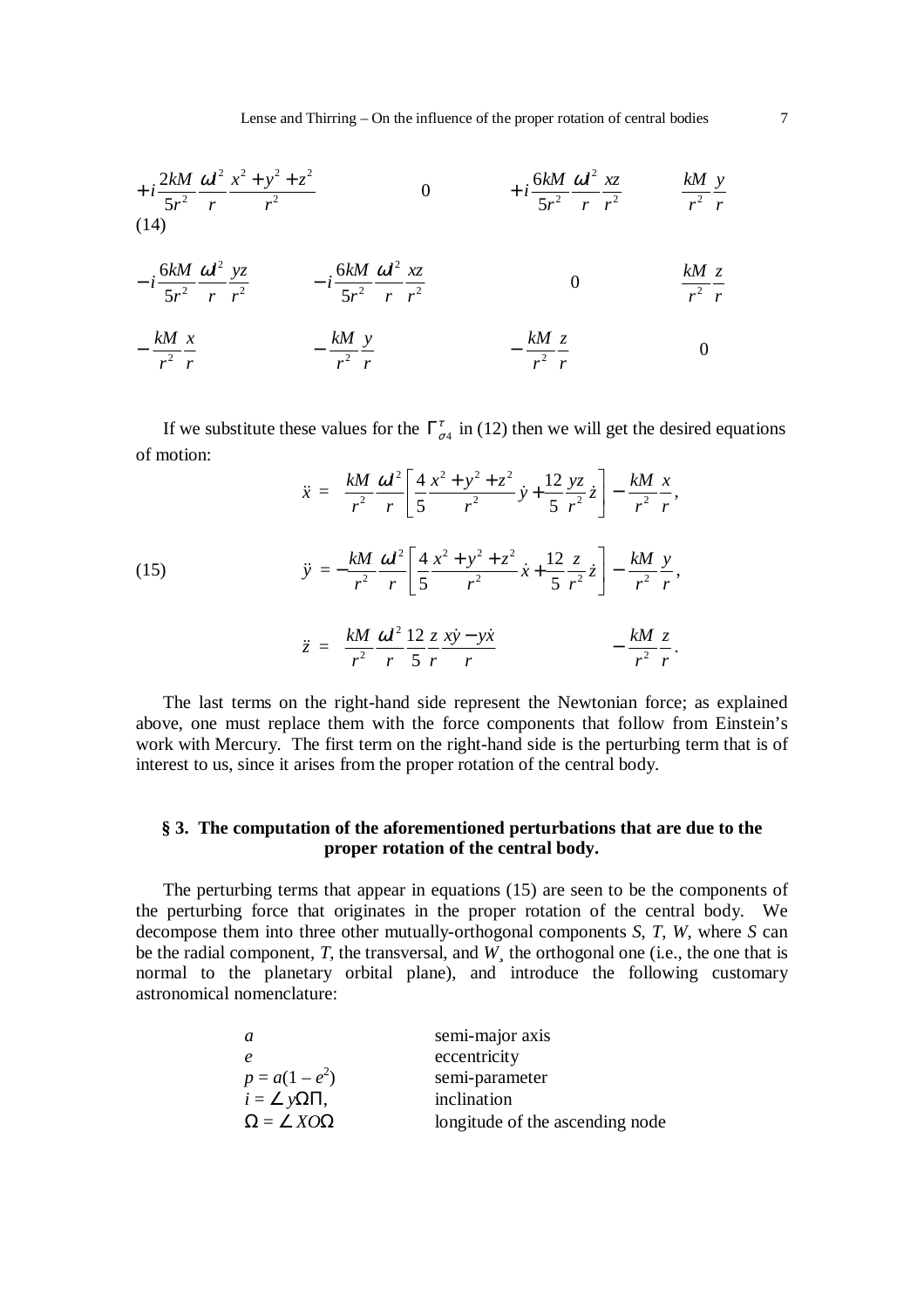$$
\begin{matrix}
+i\dfrac{2kM}{5r^2}\dfrac{\omega l^2}{r}\dfrac{x^2+y^2+z^2}{r^2} & 0 & +i\dfrac{6kM}{5r^2}\dfrac{\omega l^2}{r}\dfrac{xz}{r^2} & \dfrac{kM}{r^2}\dfrac{y}{r} \\
-i\dfrac{6kM}{5r^2}\dfrac{\omega l^2}{r}\dfrac{yz}{r^2} & -i\dfrac{6kM}{5r^2}\dfrac{\omega l^2}{r}\dfrac{xz}{r^2} & 0 & \dfrac{kM}{r^2}\dfrac{z}{r} \\
-\dfrac{kM}{r^2}\dfrac{x}{r} & -\dfrac{kM}{r^2}\dfrac{y}{r} & -\dfrac{kM}{r^2}\dfrac{z}{r} & 0
\end{matrix}
\tag{14}
$$

If we substitute these values for the $\Gamma^{\tau}_{\sigma 4}$ in (12) then we will get the desired equations of motion:

$$
\begin{aligned}
\ddot{x} &= \frac{kM}{r^2}\frac{\omega l^2}{r}\left[\frac{4}{5}\frac{x^2+y^2+z^2}{r^2}\dot{y}+\frac{12}{5}\frac{yz}{r^2}\dot{z}\right]-\frac{kM}{r^2}\frac{x}{r}, \\
\ddot{y} &= -\frac{kM}{r^2}\frac{\omega l^2}{r}\left[\frac{4}{5}\frac{x^2+y^2+z^2}{r^2}\dot{x}+\frac{12}{5}\frac{z}{r^2}\dot{z}\right]-\frac{kM}{r^2}\frac{y}{r}, \\
\ddot{z} &= \frac{kM}{r^2}\frac{\omega l^2}{r}\frac{12}{5}\frac{z}{r}\frac{x\dot{y}-y\dot{x}}{r} \qquad\qquad -\frac{kM}{r^2}\frac{z}{r}.
\end{aligned}
\tag{15}
$$

The last terms on the right-hand side represent the Newtonian force; as explained above, one must replace them with the force components that follow from Einstein's work with Mercury. The first term on the right-hand side is the perturbing term that is of interest to us, since it arises from the proper rotation of the central body.

### § 3. The computation of the aforementioned perturbations that are due to the proper rotation of the central body.

The perturbing terms that appear in equations (15) are seen to be the components of the perturbing force that originates in the proper rotation of the central body. We decompose them into three other mutually-orthogonal components $S$, $T$, $W$, where $S$ can be the radial component, $T$, the transversal, and $W$, the orthogonal one (i.e., the one that is normal to the planetary orbital plane), and introduce the following customary astronomical nomenclature:

| | |
|---|---|
| $a$ | semi-major axis |
| $e$ | eccentricity |
| $p = a(1 - e^2)$ | semi-parameter |
| $i = \angle y\Omega\Pi$, | inclination |
| $\Omega = \angle XO\Omega$ | longitude of the ascending node |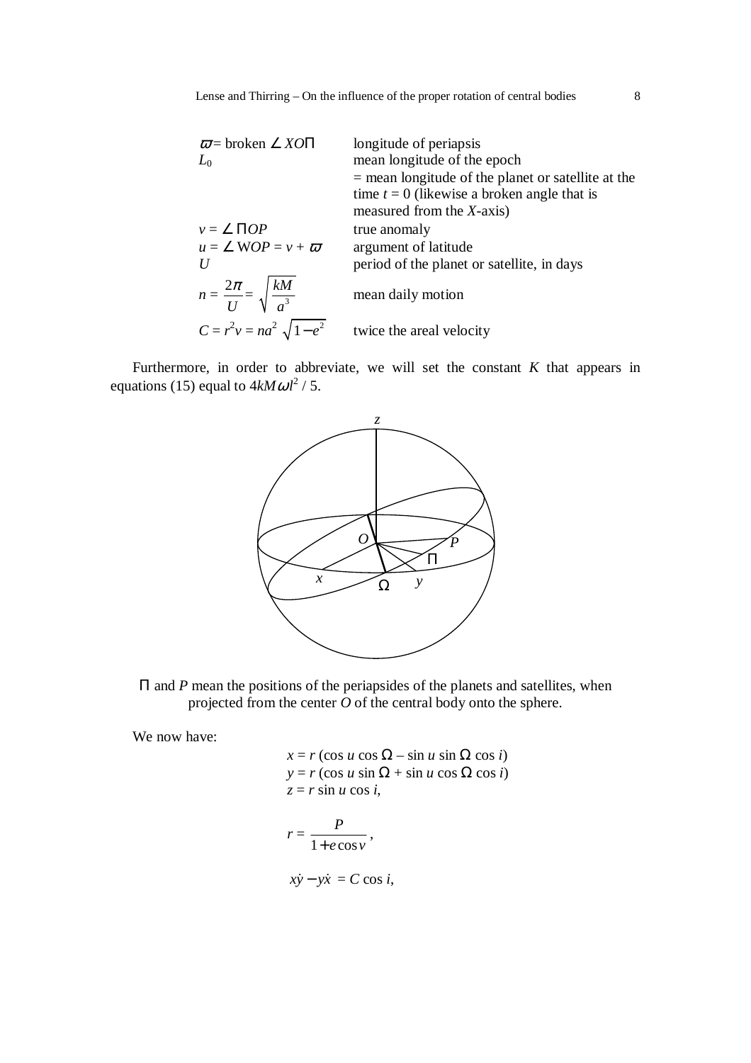| | |
|---|---|
| $\varpi$ = broken $\angle XO\Pi$ | longitude of periapsis |
| $L_0$ | mean longitude of the epoch = mean longitude of the planet or satellite at the time $t = 0$ (likewise a broken angle that is measured from the $X$-axis) |
| $v = \angle \Pi OP$ | true anomaly |
| $u = \angle \mathrm{W}OP = v + \varpi$ | argument of latitude |
| $U$ | period of the planet or satellite, in days |
| $n = \dfrac{2\pi}{U} = \sqrt{\dfrac{kM}{a^3}}$ | mean daily motion |
| $C = r^2 v = na^2 \sqrt{1-e^2}$ | twice the areal velocity |

Furthermore, in order to abbreviate, we will set the constant $K$ that appears in equations (15) equal to $4kM\omega l^2 / 5$.

$\Pi$ and $P$ mean the positions of the periapsides of the planets and satellites, when projected from the center $O$ of the central body onto the sphere.

We now have:

$$x = r\,(\cos u \cos \Omega - \sin u \sin \Omega \cos i)$$
$$y = r\,(\cos u \sin \Omega + \sin u \cos \Omega \cos i)$$
$$z = r \sin u \cos i,$$

$$r = \frac{P}{1 + e\cos v},$$

$$x\dot{y} - y\dot{x} = C \cos i,$$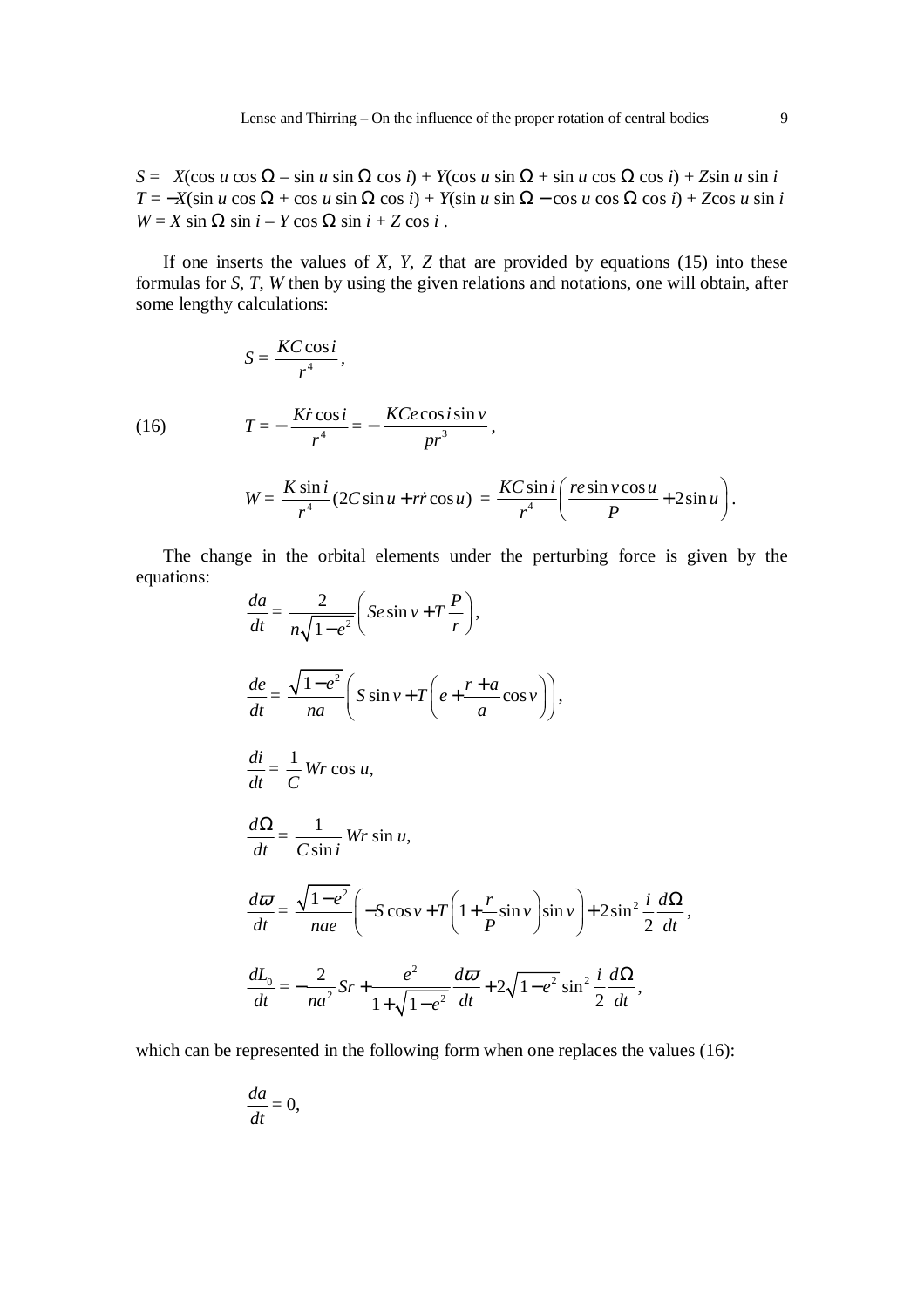$$S = X(\cos u \cos \Omega - \sin u \sin \Omega \cos i) + Y(\cos u \sin \Omega + \sin u \cos \Omega \cos i) + Z \sin u \sin i$$
$$T = -X(\sin u \cos \Omega + \cos u \sin \Omega \cos i) + Y(\sin u \sin \Omega - \cos u \cos \Omega \cos i) + Z \cos u \sin i$$
$$W = X \sin \Omega \sin i - Y \cos \Omega \sin i + Z \cos i \,.$$

If one inserts the values of $X$, $Y$, $Z$ that are provided by equations (15) into these formulas for $S$, $T$, $W$ then by using the given relations and notations, one will obtain, after some lengthy calculations:

$$S = \frac{KC\cos i}{r^4},$$

$$T = -\frac{K\dot{r}\cos i}{r^4} = -\frac{KCe\cos i \sin v}{pr^3}, \tag{16}$$

$$W = \frac{K\sin i}{r^4}(2C\sin u + r\dot{r}\cos u) = \frac{KC\sin i}{r^4}\left(\frac{re\sin v\cos u}{P} + 2\sin u\right).$$

The change in the orbital elements under the perturbing force is given by the equations:

$$\frac{da}{dt} = \frac{2}{n\sqrt{1-e^2}}\left(Se\sin v + T\frac{P}{r}\right),$$

$$\frac{de}{dt} = \frac{\sqrt{1-e^2}}{na}\left(S\sin v + T\left(e + \frac{r+a}{a}\cos v\right)\right),$$

$$\frac{di}{dt} = \frac{1}{C}Wr\cos u,$$

$$\frac{d\Omega}{dt} = \frac{1}{C\sin i}Wr\sin u,$$

$$\frac{d\varpi}{dt} = \frac{\sqrt{1-e^2}}{nae}\left(-S\cos v + T\left(1 + \frac{r}{P}\sin v\right)\sin v\right) + 2\sin^2\frac{i}{2}\frac{d\Omega}{dt},$$

$$\frac{dL_0}{dt} = -\frac{2}{na^2}Sr + \frac{e^2}{1+\sqrt{1-e^2}}\frac{d\varpi}{dt} + 2\sqrt{1-e^2}\sin^2\frac{i}{2}\frac{d\Omega}{dt},$$

which can be represented in the following form when one replaces the values (16):

$$\frac{da}{dt} = 0,$$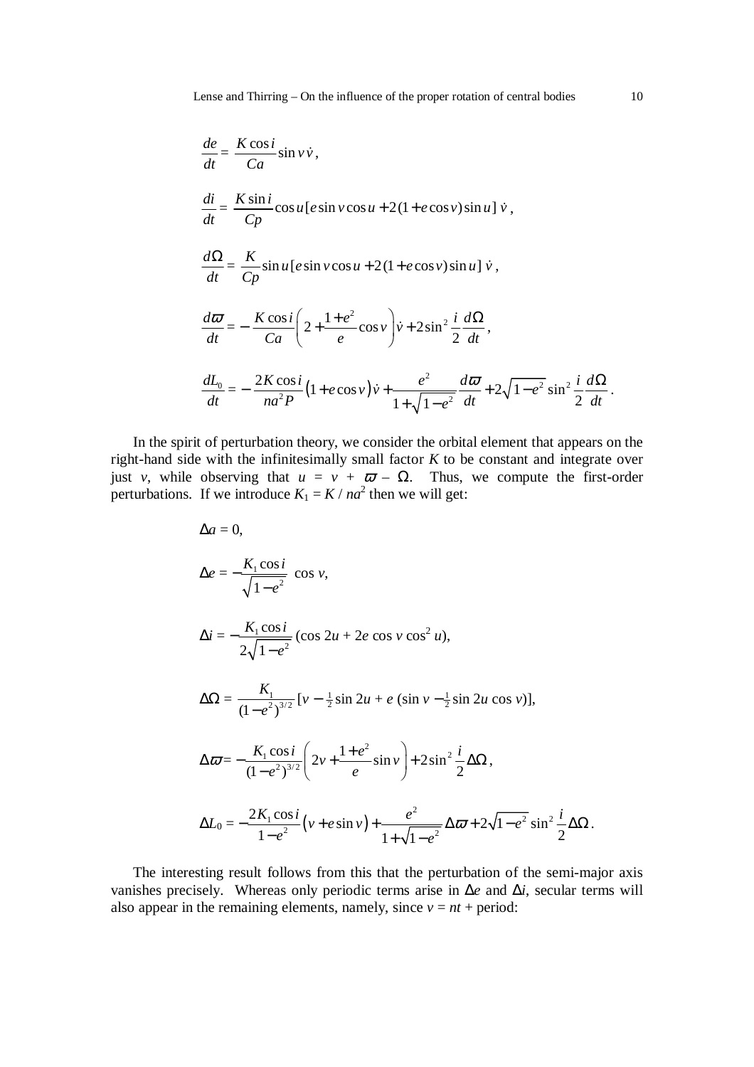$$\frac{de}{dt} = \frac{K\cos i}{Ca}\sin v\,\dot{v},$$

$$\frac{di}{dt} = \frac{K\sin i}{Cp}\cos u\,[e\sin v\cos u + 2(1+e\cos v)\sin u]\,\dot{v},$$

$$\frac{d\Omega}{dt} = \frac{K}{Cp}\sin u\,[e\sin v\cos u + 2(1+e\cos v)\sin u]\,\dot{v},$$

$$\frac{d\varpi}{dt} = -\frac{K\cos i}{Ca}\left(2+\frac{1+e^2}{e}\cos v\right)\dot{v} + 2\sin^2\frac{i}{2}\frac{d\Omega}{dt},$$

$$\frac{dL_0}{dt} = -\frac{2K\cos i}{na^2P}(1+e\cos v)\,\dot{v} + \frac{e^2}{1+\sqrt{1-e^2}}\frac{d\varpi}{dt} + 2\sqrt{1-e^2}\sin^2\frac{i}{2}\frac{d\Omega}{dt}.$$

In the spirit of perturbation theory, we consider the orbital element that appears on the right-hand side with the infinitesimally small factor $K$ to be constant and integrate over just $v$, while observing that $u = v + \varpi - \Omega$. Thus, we compute the first-order perturbations. If we introduce $K_1 = K / na^2$ then we will get:

$$\Delta a = 0,$$

$$\Delta e = -\frac{K_1\cos i}{\sqrt{1-e^2}}\cos v,$$

$$\Delta i = -\frac{K_1\cos i}{2\sqrt{1-e^2}}(\cos 2u + 2e\cos v\cos^2 u),$$

$$\Delta\Omega = \frac{K_1}{(1-e^2)^{3/2}}[v - \tfrac{1}{2}\sin 2u + e(\sin v - \tfrac{1}{2}\sin 2u\cos v)],$$

$$\Delta\varpi = -\frac{K_1\cos i}{(1-e^2)^{3/2}}\left(2v+\frac{1+e^2}{e}\sin v\right) + 2\sin^2\frac{i}{2}\Delta\Omega,$$

$$\Delta L_0 = -\frac{2K_1\cos i}{1-e^2}(v + e\sin v) + \frac{e^2}{1+\sqrt{1-e^2}}\Delta\varpi + 2\sqrt{1-e^2}\sin^2\frac{i}{2}\Delta\Omega.$$

The interesting result follows from this that the perturbation of the semi-major axis vanishes precisely. Whereas only periodic terms arise in $\Delta e$ and $\Delta i$, secular terms will also appear in the remaining elements, namely, since $v = nt$ + period: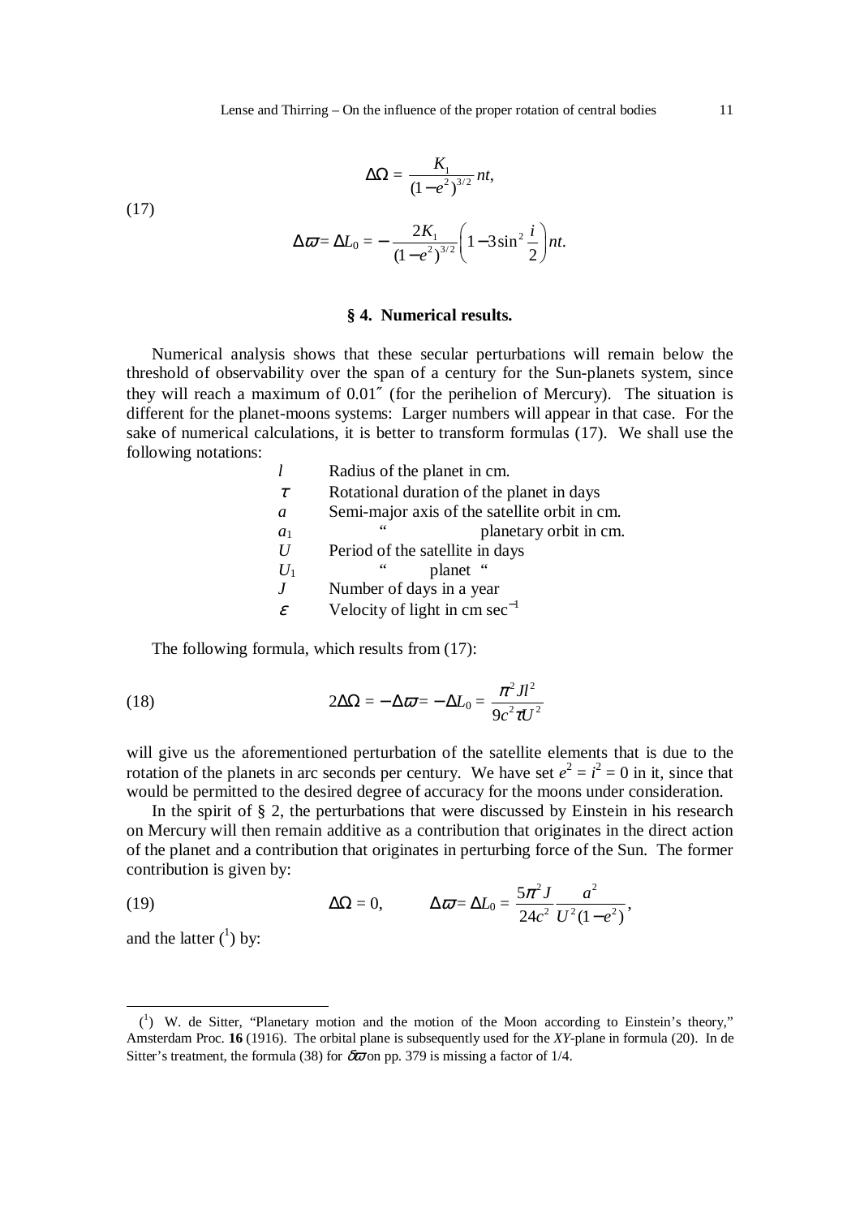$$\Delta\Omega = \frac{K_1}{(1-e^2)^{3/2}} nt, \tag{17}$$

$$\Delta\varpi = \Delta L_0 = -\frac{2K_1}{(1-e^2)^{3/2}}\left(1-3\sin^2\frac{i}{2}\right) nt.$$

## § 4. Numerical results.

Numerical analysis shows that these secular perturbations will remain below the threshold of observability over the span of a century for the Sun-planets system, since they will reach a maximum of 0.01″ (for the perihelion of Mercury). The situation is different for the planet-moons systems: Larger numbers will appear in that case. For the sake of numerical calculations, it is better to transform formulas (17). We shall use the following notations:

| | |
|---|---|
| $l$ | Radius of the planet in cm. |
| $\tau$ | Rotational duration of the planet in days |
| $a$ | Semi-major axis of the satellite orbit in cm. |
| $a_1$ | " planetary orbit in cm. |
| $U$ | Period of the satellite in days |
| $U_1$ | " planet " |
| $J$ | Number of days in a year |
| $\varepsilon$ | Velocity of light in cm sec$^{-1}$ |

The following formula, which results from (17):

$$2\Delta\Omega = -\Delta\varpi = -\Delta L_0 = \frac{\pi^2 J l^2}{9c^2 \tau U^2} \tag{18}$$

will give us the aforementioned perturbation of the satellite elements that is due to the rotation of the planets in arc seconds per century. We have set $e^2 = i^2 = 0$ in it, since that would be permitted to the desired degree of accuracy for the moons under consideration.

In the spirit of § 2, the perturbations that were discussed by Einstein in his research on Mercury will then remain additive as a contribution that originates in the direct action of the planet and a contribution that originates in perturbing force of the Sun. The former contribution is given by:

$$\Delta\Omega = 0, \qquad \Delta\varpi = \Delta L_0 = \frac{5\pi^2 J}{24c^2}\frac{a^2}{U^2(1-e^2)}, \tag{19}$$

and the latter ([1]) by:

---

([1]) W. de Sitter, "Planetary motion and the motion of the Moon according to Einstein's theory," Amsterdam Proc. **16** (1916). The orbital plane is subsequently used for the *XY*-plane in formula (20). In de Sitter's treatment, the formula (38) for $\delta\varpi$ on pp. 379 is missing a factor of 1/4.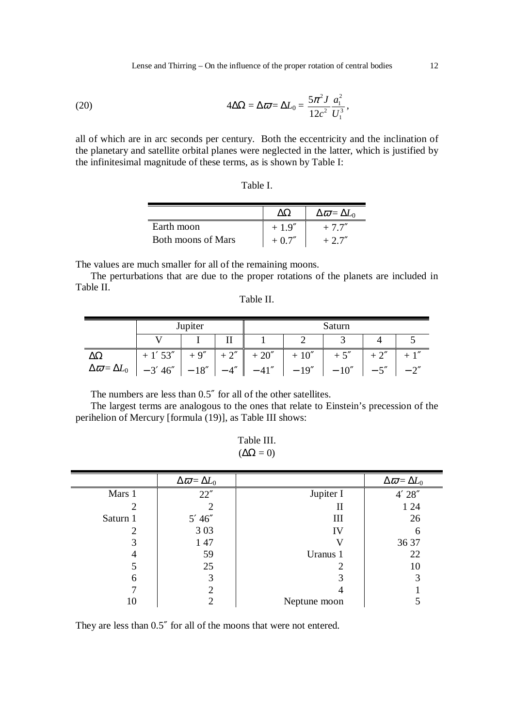$$4\Delta\Omega = \Delta\varpi = \Delta L_0 = \frac{5\pi^2 J}{12c^2}\frac{a_1^2}{U_1^3}, \tag{20}$$

all of which are in arc seconds per century. Both the eccentricity and the inclination of the planetary and satellite orbital planes were neglected in the latter, which is justified by the infinitesimal magnitude of these terms, as is shown by Table I:

Table I.

| | $\Delta\Omega$ | $\Delta\varpi = \Delta L_0$ |
|---|---|---|
| Earth moon | + 1.9″ | + 7.7″ |
| Both moons of Mars | + 0.7″ | + 2.7″ |

The values are much smaller for all of the remaining moons.

The perturbations that are due to the proper rotations of the planets are included in Table II.

Table II.

| | Jupiter | | | Saturn | | | | |
|---|---|---|---|---|---|---|---|---|
| | V | I | II | 1 | 2 | 3 | 4 | 5 |
| $\Delta\Omega$ | + 1′ 53″ | + 9″ | + 2″ | + 20″ | + 10″ | + 5″ | + 2″ | + 1″ |
| $\Delta\varpi = \Delta L_0$ | −3′ 46″ | −18″ | −4″ | −41″ | −19″ | −10″ | −5″ | −2″ |

The numbers are less than 0.5″ for all of the other satellites.

The largest terms are analogous to the ones that relate to Einstein's precession of the perihelion of Mercury [formula (19)], as Table III shows:

Table III.
($\Delta\Omega = 0$)

| | $\Delta\varpi = \Delta L_0$ | | $\Delta\varpi = \Delta L_0$ |
|---|---|---|---|
| Mars 1 | 22″ | Jupiter I | 4′ 28″ |
| 2 | 2 | II | 1 24 |
| Saturn 1 | 5′ 46″ | III | 26 |
| 2 | 3 03 | IV | 6 |
| 3 | 1 47 | V | 36 37 |
| 4 | 59 | Uranus 1 | 22 |
| 5 | 25 | 2 | 10 |
| 6 | 3 | 3 | 3 |
| 7 | 2 | 4 | 1 |
| 10 | 2 | Neptune moon | 5 |

They are less than 0.5″ for all of the moons that were not entered.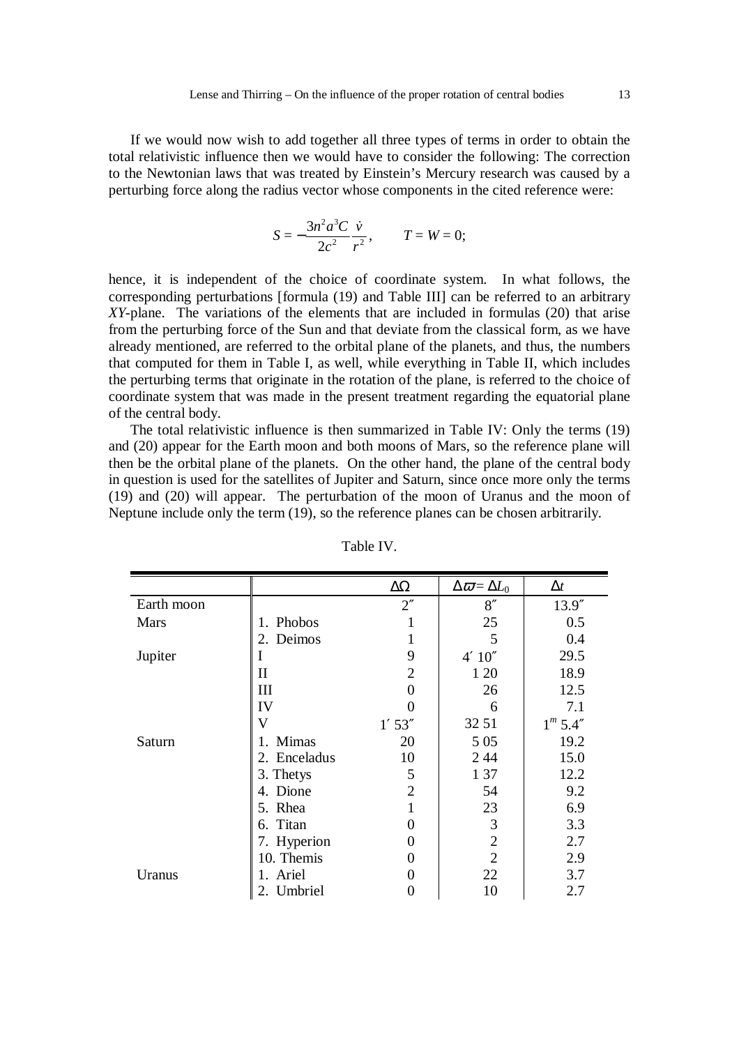If we would now wish to add together all three types of terms in order to obtain the total relativistic influence then we would have to consider the following: The correction to the Newtonian laws that was treated by Einstein's Mercury research was caused by a perturbing force along the radius vector whose components in the cited reference were:

$$S = -\frac{3n^2a^3C}{2c^2}\frac{\dot{v}}{r^2}, \qquad T = W = 0;$$

hence, it is independent of the choice of coordinate system. In what follows, the corresponding perturbations [formula (19) and Table III] can be referred to an arbitrary *XY*-plane. The variations of the elements that are included in formulas (20) that arise from the perturbing force of the Sun and that deviate from the classical form, as we have already mentioned, are referred to the orbital plane of the planets, and thus, the numbers that computed for them in Table I, as well, while everything in Table II, which includes the perturbing terms that originate in the rotation of the plane, is referred to the choice of coordinate system that was made in the present treatment regarding the equatorial plane of the central body.

The total relativistic influence is then summarized in Table IV: Only the terms (19) and (20) appear for the Earth moon and both moons of Mars, so the reference plane will then be the orbital plane of the planets. On the other hand, the plane of the central body in question is used for the satellites of Jupiter and Saturn, since once more only the terms (19) and (20) will appear. The perturbation of the moon of Uranus and the moon of Neptune include only the term (19), so the reference planes can be chosen arbitrarily.

Table IV.

| | | $\Delta\Omega$ | $\Delta\varpi = \Delta L_0$ | $\Delta t$ |
|---|---|---|---|---|
| Earth moon | | $2''$ | $8''$ | $13.9''$ |
| Mars | 1. Phobos | 1 | 25 | 0.5 |
| | 2. Deimos | 1 | 5 | 0.4 |
| Jupiter | I | 9 | $4'\ 10''$ | 29.5 |
| | II | 2 | 1 20 | 18.9 |
| | III | 0 | 26 | 12.5 |
| | IV | 0 | 6 | 7.1 |
| | V | $1'\ 53''$ | 32 51 | $1^m\ 5.4''$ |
| Saturn | 1. Mimas | 20 | 5 05 | 19.2 |
| | 2. Enceladus | 10 | 2 44 | 15.0 |
| | 3. Thetys | 5 | 1 37 | 12.2 |
| | 4. Dione | 2 | 54 | 9.2 |
| | 5. Rhea | 1 | 23 | 6.9 |
| | 6. Titan | 0 | 3 | 3.3 |
| | 7. Hyperion | 0 | 2 | 2.7 |
| | 10. Themis | 0 | 2 | 2.9 |
| Uranus | 1. Ariel | 0 | 22 | 3.7 |
| | 2. Umbriel | 0 | 10 | 2.7 |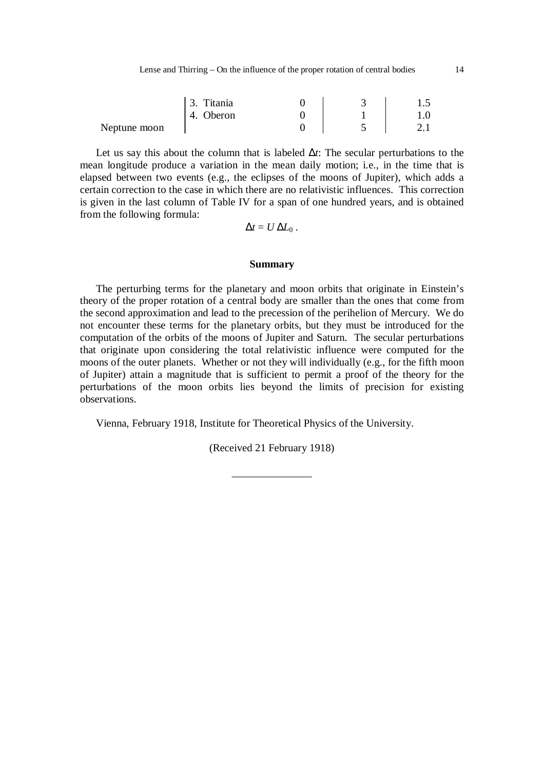| | | | | |
|---|---|---|---|---|
| | 3. Titania | 0 | 3 | 1.5 |
| | 4. Oberon | 0 | 1 | 1.0 |
| Neptune moon | | 0 | 5 | 2.1 |

Let us say this about the column that is labeled $\Delta t$: The secular perturbations to the mean longitude produce a variation in the mean daily motion; i.e., in the time that is elapsed between two events (e.g., the eclipses of the moons of Jupiter), which adds a certain correction to the case in which there are no relativistic influences. This correction is given in the last column of Table IV for a span of one hundred years, and is obtained from the following formula:

$$\Delta t = U \, \Delta L_0 \, .$$

**Summary**

The perturbing terms for the planetary and moon orbits that originate in Einstein's theory of the proper rotation of a central body are smaller than the ones that come from the second approximation and lead to the precession of the perihelion of Mercury. We do not encounter these terms for the planetary orbits, but they must be introduced for the computation of the orbits of the moons of Jupiter and Saturn. The secular perturbations that originate upon considering the total relativistic influence were computed for the moons of the outer planets. Whether or not they will individually (e.g., for the fifth moon of Jupiter) attain a magnitude that is sufficient to permit a proof of the theory for the perturbations of the moon orbits lies beyond the limits of precision for existing observations.

Vienna, February 1918, Institute for Theoretical Physics of the University.

(Received 21 February 1918)

_______________